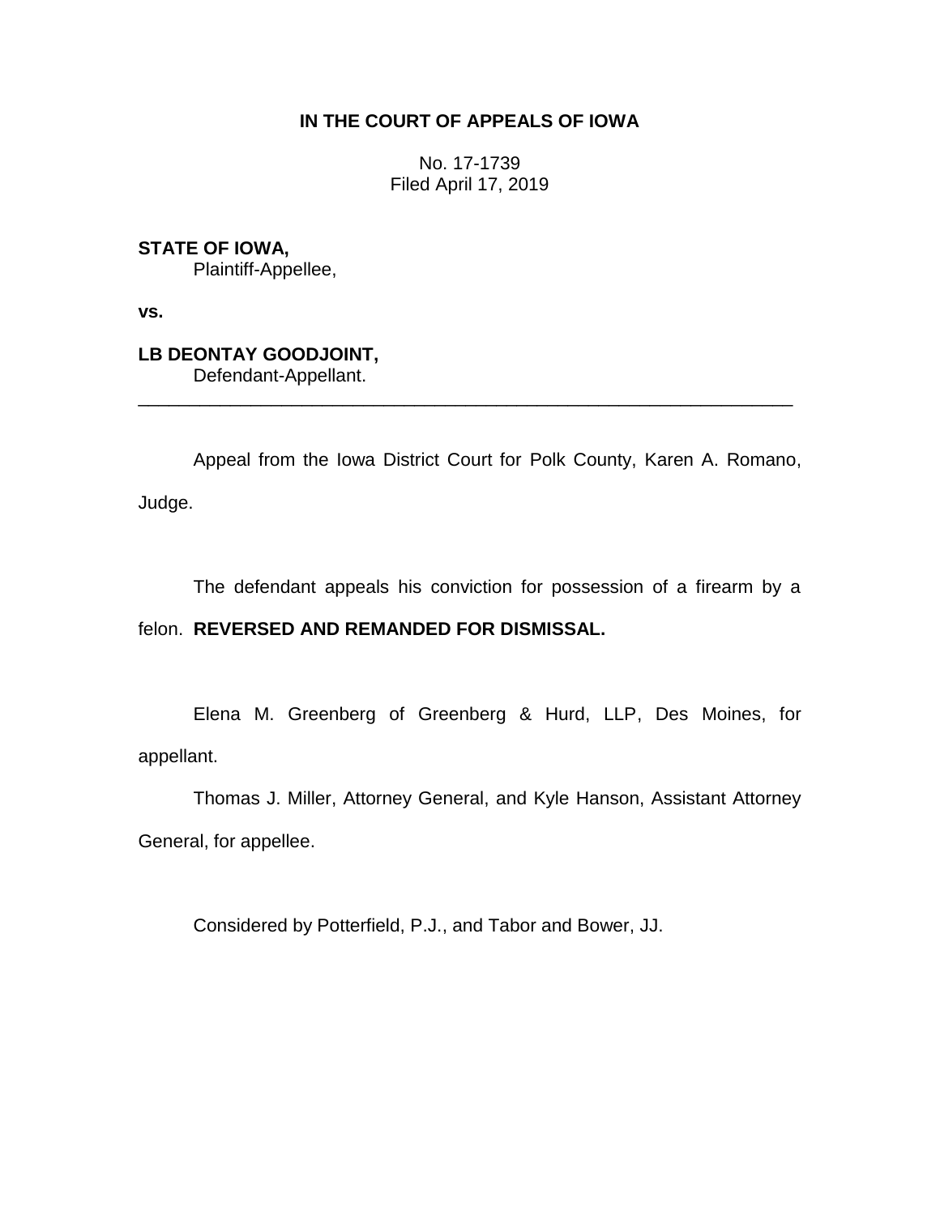**IN THE COURT OF APPEALS OF IOWA**

No. 17-1739
Filed April 17, 2019

**STATE OF IOWA,**
Plaintiff-Appellee,

**vs.**

**LB DEONTAY GOODJOINT,**
Defendant-Appellant.

---

Appeal from the Iowa District Court for Polk County, Karen A. Romano, Judge.

The defendant appeals his conviction for possession of a firearm by a felon. **REVERSED AND REMANDED FOR DISMISSAL.**

Elena M. Greenberg of Greenberg & Hurd, LLP, Des Moines, for appellant.

Thomas J. Miller, Attorney General, and Kyle Hanson, Assistant Attorney General, for appellee.

Considered by Potterfield, P.J., and Tabor and Bower, JJ.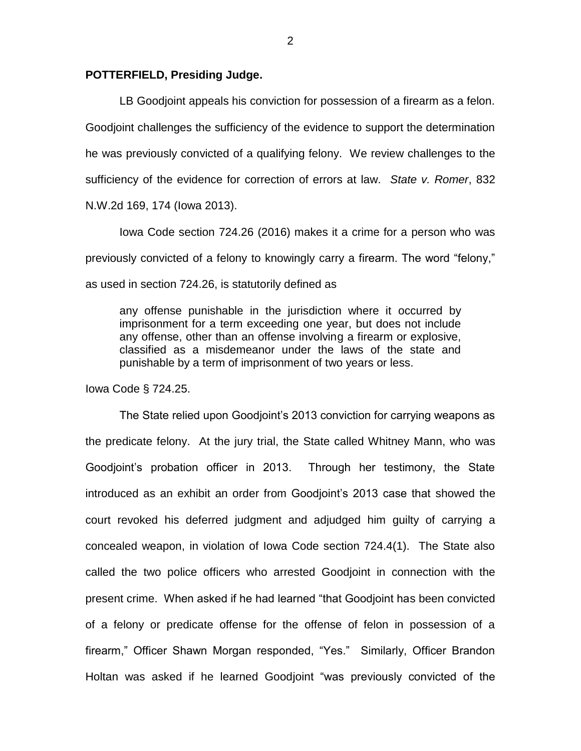**POTTERFIELD, Presiding Judge.**

LB Goodjoint appeals his conviction for possession of a firearm as a felon. Goodjoint challenges the sufficiency of the evidence to support the determination he was previously convicted of a qualifying felony. We review challenges to the sufficiency of the evidence for correction of errors at law. *State v. Romer*, 832 N.W.2d 169, 174 (Iowa 2013).

Iowa Code section 724.26 (2016) makes it a crime for a person who was previously convicted of a felony to knowingly carry a firearm. The word "felony," as used in section 724.26, is statutorily defined as

> any offense punishable in the jurisdiction where it occurred by imprisonment for a term exceeding one year, but does not include any offense, other than an offense involving a firearm or explosive, classified as a misdemeanor under the laws of the state and punishable by a term of imprisonment of two years or less.

Iowa Code § 724.25.

The State relied upon Goodjoint's 2013 conviction for carrying weapons as the predicate felony. At the jury trial, the State called Whitney Mann, who was Goodjoint's probation officer in 2013. Through her testimony, the State introduced as an exhibit an order from Goodjoint's 2013 case that showed the court revoked his deferred judgment and adjudged him guilty of carrying a concealed weapon, in violation of Iowa Code section 724.4(1). The State also called the two police officers who arrested Goodjoint in connection with the present crime. When asked if he had learned "that Goodjoint has been convicted of a felony or predicate offense for the offense of felon in possession of a firearm," Officer Shawn Morgan responded, "Yes." Similarly, Officer Brandon Holtan was asked if he learned Goodjoint "was previously convicted of the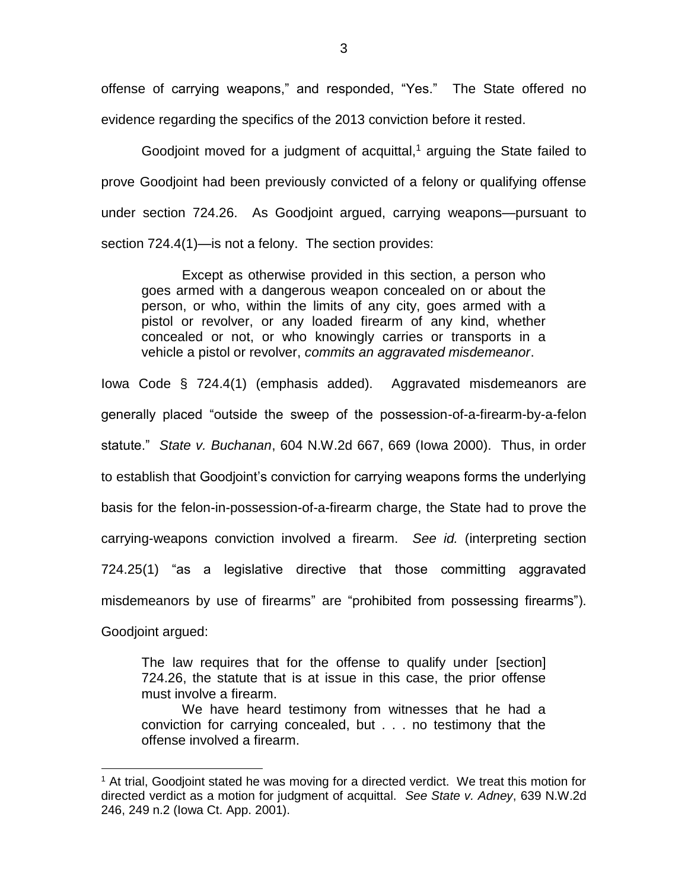offense of carrying weapons," and responded, "Yes." The State offered no evidence regarding the specifics of the 2013 conviction before it rested.

Goodjoint moved for a judgment of acquittal,[1] arguing the State failed to prove Goodjoint had been previously convicted of a felony or qualifying offense under section 724.26. As Goodjoint argued, carrying weapons—pursuant to section 724.4(1)—is not a felony. The section provides:

> Except as otherwise provided in this section, a person who goes armed with a dangerous weapon concealed on or about the person, or who, within the limits of any city, goes armed with a pistol or revolver, or any loaded firearm of any kind, whether concealed or not, or who knowingly carries or transports in a vehicle a pistol or revolver, *commits an aggravated misdemeanor*.

Iowa Code § 724.4(1) (emphasis added). Aggravated misdemeanors are generally placed "outside the sweep of the possession-of-a-firearm-by-a-felon statute." *State v. Buchanan*, 604 N.W.2d 667, 669 (Iowa 2000). Thus, in order to establish that Goodjoint's conviction for carrying weapons forms the underlying basis for the felon-in-possession-of-a-firearm charge, the State had to prove the carrying-weapons conviction involved a firearm. *See id.* (interpreting section 724.25(1) "as a legislative directive that those committing aggravated misdemeanors by use of firearms" are "prohibited from possessing firearms"). Goodjoint argued:

> The law requires that for the offense to qualify under [section] 724.26, the statute that is at issue in this case, the prior offense must involve a firearm.
>
> We have heard testimony from witnesses that he had a conviction for carrying concealed, but . . . no testimony that the offense involved a firearm.

[1] At trial, Goodjoint stated he was moving for a directed verdict. We treat this motion for directed verdict as a motion for judgment of acquittal. *See State v. Adney*, 639 N.W.2d 246, 249 n.2 (Iowa Ct. App. 2001).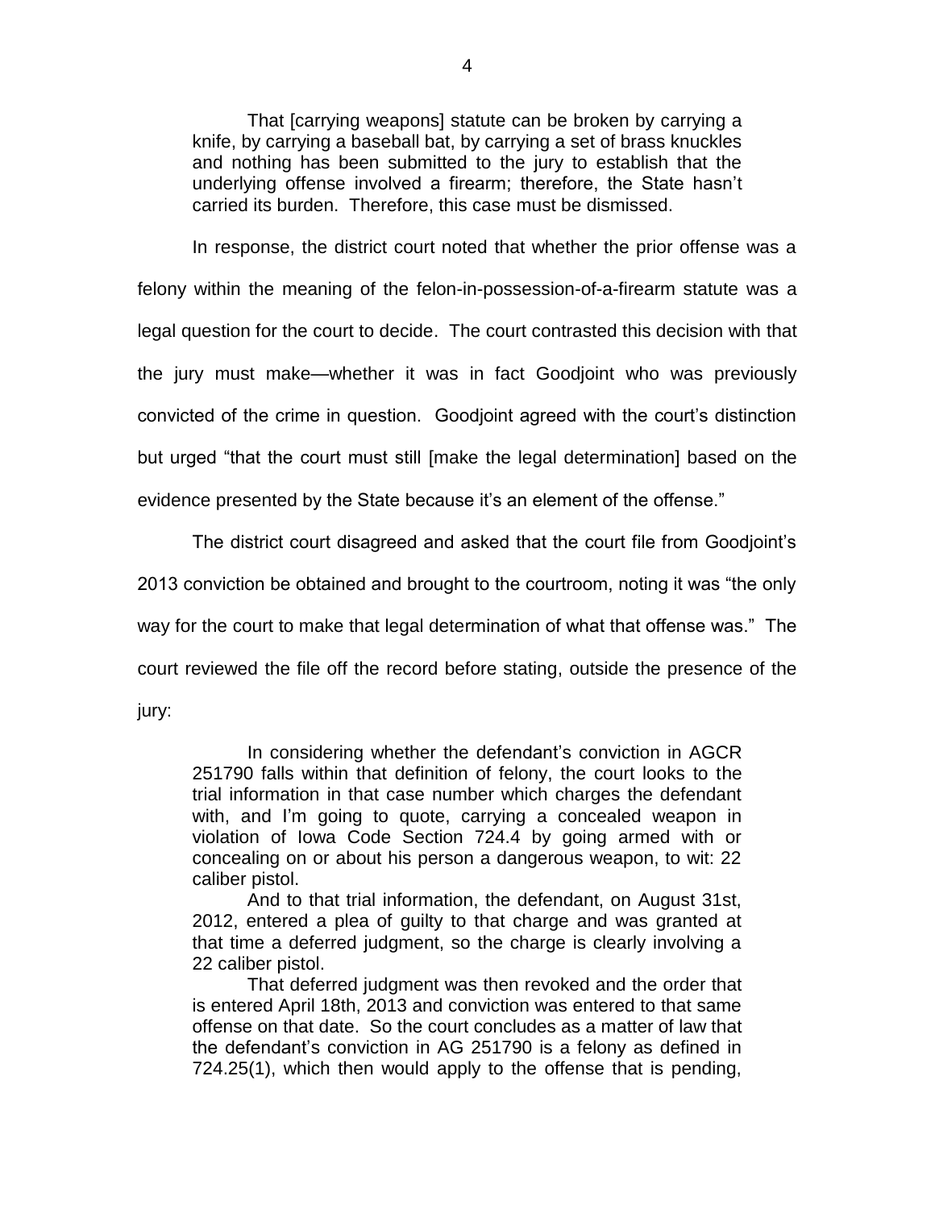> That [carrying weapons] statute can be broken by carrying a knife, by carrying a baseball bat, by carrying a set of brass knuckles and nothing has been submitted to the jury to establish that the underlying offense involved a firearm; therefore, the State hasn't carried its burden. Therefore, this case must be dismissed.

In response, the district court noted that whether the prior offense was a felony within the meaning of the felon-in-possession-of-a-firearm statute was a legal question for the court to decide. The court contrasted this decision with that the jury must make—whether it was in fact Goodjoint who was previously convicted of the crime in question. Goodjoint agreed with the court's distinction but urged "that the court must still [make the legal determination] based on the evidence presented by the State because it's an element of the offense."

The district court disagreed and asked that the court file from Goodjoint's 2013 conviction be obtained and brought to the courtroom, noting it was "the only way for the court to make that legal determination of what that offense was." The court reviewed the file off the record before stating, outside the presence of the jury:

> In considering whether the defendant's conviction in AGCR 251790 falls within that definition of felony, the court looks to the trial information in that case number which charges the defendant with, and I'm going to quote, carrying a concealed weapon in violation of Iowa Code Section 724.4 by going armed with or concealing on or about his person a dangerous weapon, to wit: 22 caliber pistol.
>
> And to that trial information, the defendant, on August 31st, 2012, entered a plea of guilty to that charge and was granted at that time a deferred judgment, so the charge is clearly involving a 22 caliber pistol.
>
> That deferred judgment was then revoked and the order that is entered April 18th, 2013 and conviction was entered to that same offense on that date. So the court concludes as a matter of law that the defendant's conviction in AG 251790 is a felony as defined in 724.25(1), which then would apply to the offense that is pending,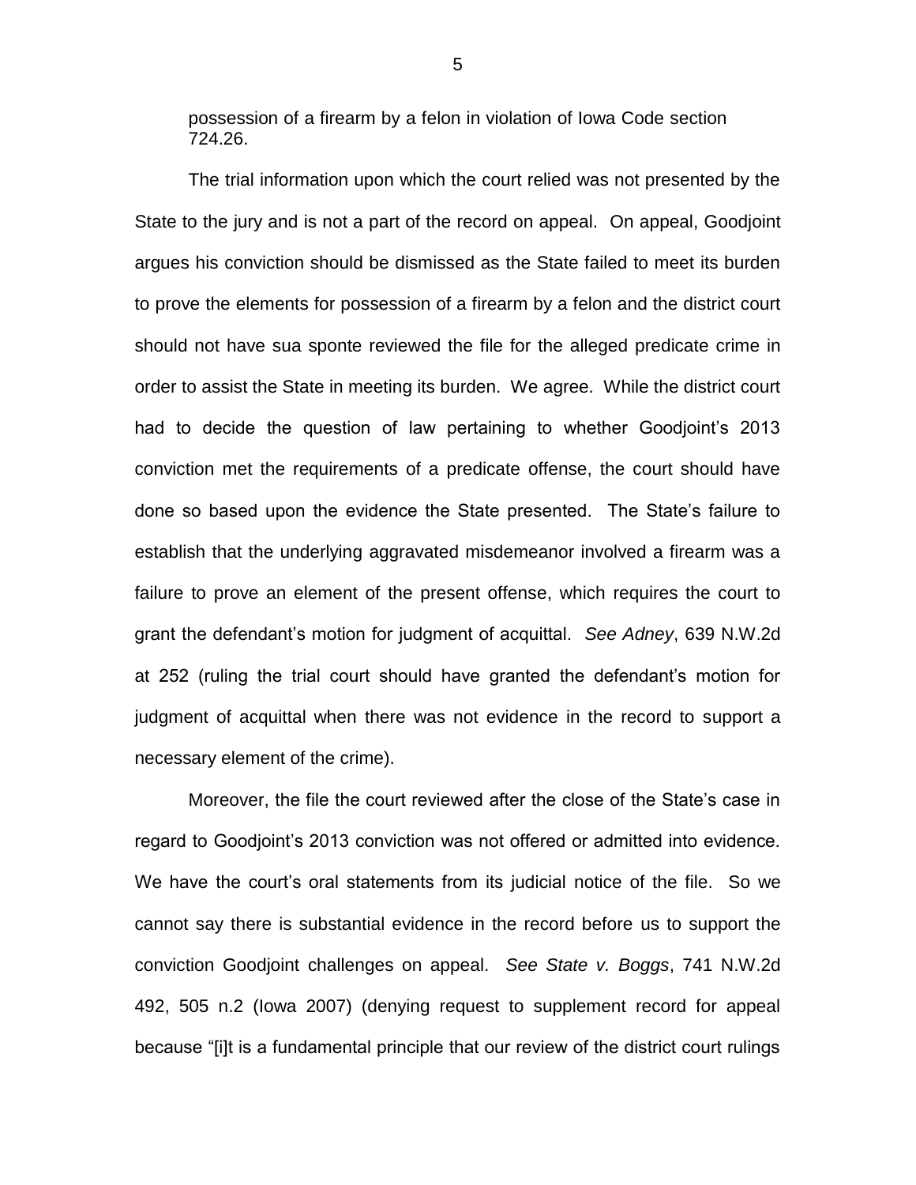possession of a firearm by a felon in violation of Iowa Code section 724.26.

The trial information upon which the court relied was not presented by the State to the jury and is not a part of the record on appeal. On appeal, Goodjoint argues his conviction should be dismissed as the State failed to meet its burden to prove the elements for possession of a firearm by a felon and the district court should not have sua sponte reviewed the file for the alleged predicate crime in order to assist the State in meeting its burden. We agree. While the district court had to decide the question of law pertaining to whether Goodjoint's 2013 conviction met the requirements of a predicate offense, the court should have done so based upon the evidence the State presented. The State's failure to establish that the underlying aggravated misdemeanor involved a firearm was a failure to prove an element of the present offense, which requires the court to grant the defendant's motion for judgment of acquittal. *See Adney*, 639 N.W.2d at 252 (ruling the trial court should have granted the defendant's motion for judgment of acquittal when there was not evidence in the record to support a necessary element of the crime).

Moreover, the file the court reviewed after the close of the State's case in regard to Goodjoint's 2013 conviction was not offered or admitted into evidence. We have the court's oral statements from its judicial notice of the file. So we cannot say there is substantial evidence in the record before us to support the conviction Goodjoint challenges on appeal. *See State v. Boggs*, 741 N.W.2d 492, 505 n.2 (Iowa 2007) (denying request to supplement record for appeal because "[i]t is a fundamental principle that our review of the district court rulings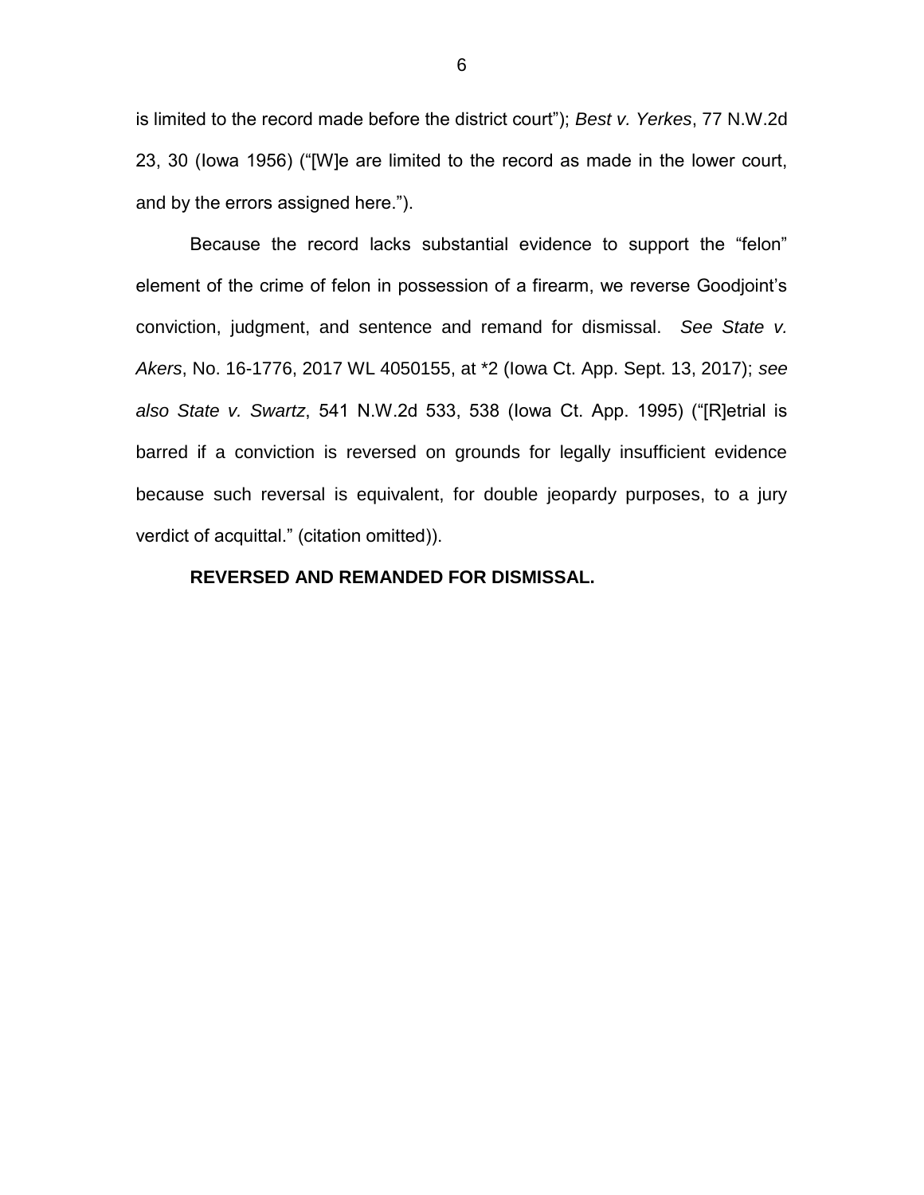is limited to the record made before the district court"); *Best v. Yerkes*, 77 N.W.2d 23, 30 (Iowa 1956) ("[W]e are limited to the record as made in the lower court, and by the errors assigned here.").

Because the record lacks substantial evidence to support the "felon" element of the crime of felon in possession of a firearm, we reverse Goodjoint's conviction, judgment, and sentence and remand for dismissal. *See State v. Akers*, No. 16-1776, 2017 WL 4050155, at *2 (Iowa Ct. App. Sept. 13, 2017); *see also State v. Swartz*, 541 N.W.2d 533, 538 (Iowa Ct. App. 1995) ("[R]etrial is barred if a conviction is reversed on grounds for legally insufficient evidence because such reversal is equivalent, for double jeopardy purposes, to a jury verdict of acquittal." (citation omitted)).

**REVERSED AND REMANDED FOR DISMISSAL.**